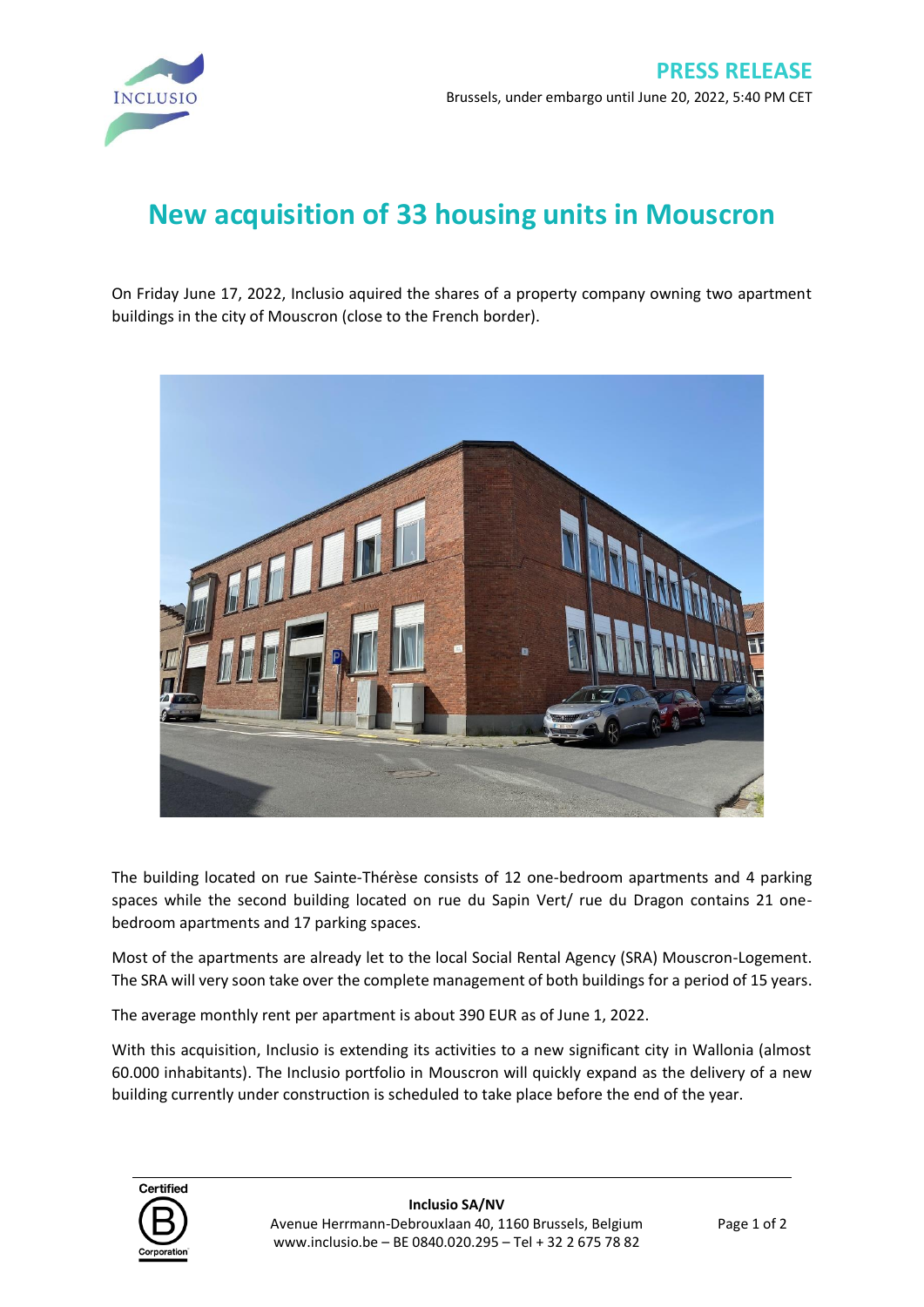**PRESS RELEASE**

Brussels, under embargo until June 20, 2022, 5:40 PM CET

# New acquisition of 33 housing units in Mouscron

On Friday June 17, 2022, Inclusio aquired the shares of a property company owning two apartment buildings in the city of Mouscron (close to the French border).

The building located on rue Sainte-Thérèse consists of 12 one-bedroom apartments and 4 parking spaces while the second building located on rue du Sapin Vert/ rue du Dragon contains 21 one-bedroom apartments and 17 parking spaces.

Most of the apartments are already let to the local Social Rental Agency (SRA) Mouscron-Logement. The SRA will very soon take over the complete management of both buildings for a period of 15 years.

The average monthly rent per apartment is about 390 EUR as of June 1, 2022.

With this acquisition, Inclusio is extending its activities to a new significant city in Wallonia (almost 60.000 inhabitants). The Inclusio portfolio in Mouscron will quickly expand as the delivery of a new building currently under construction is scheduled to take place before the end of the year.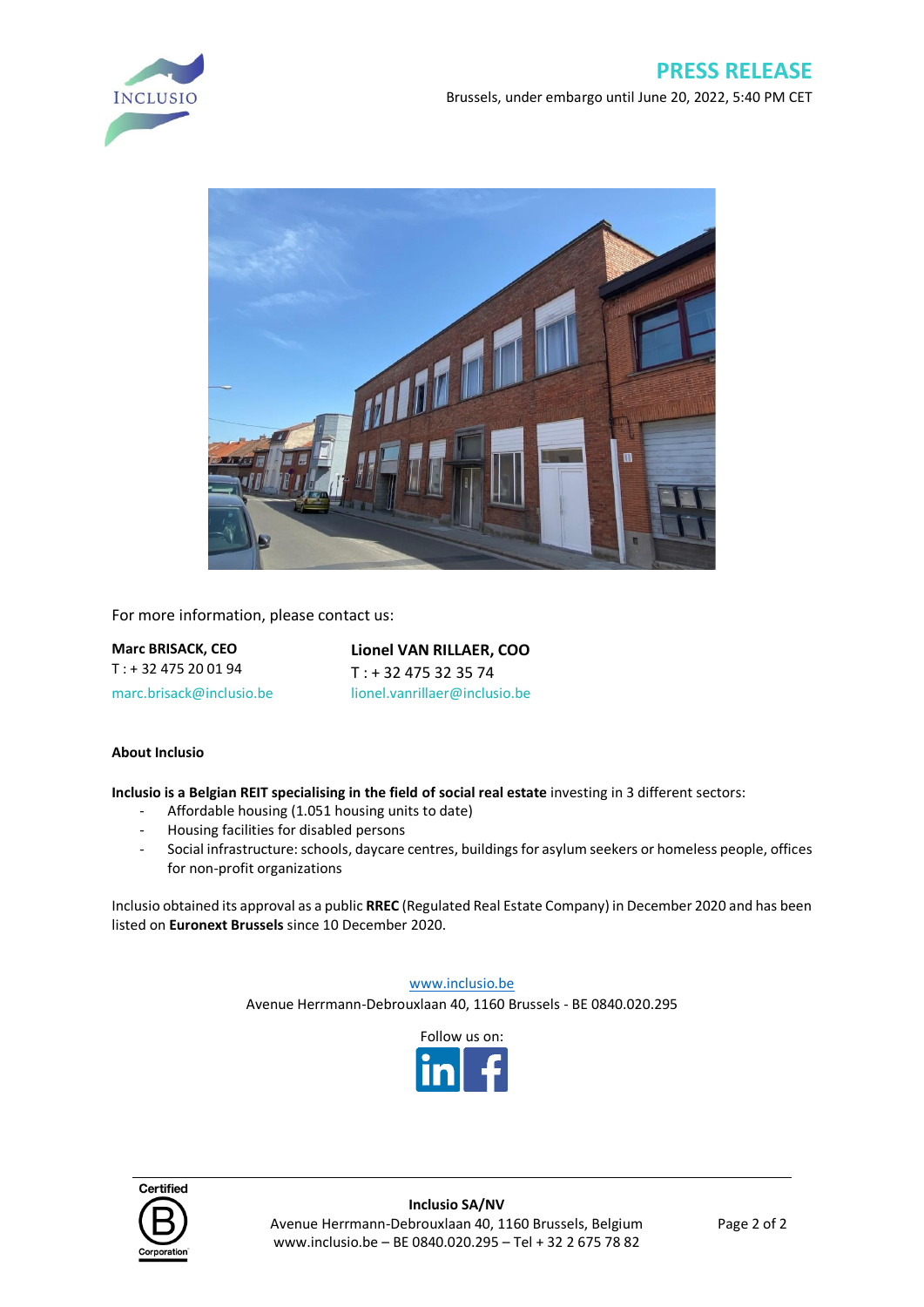**PRESS RELEASE**

Brussels, under embargo until June 20, 2022, 5:40 PM CET

For more information, please contact us:

**Marc BRISACK, CEO**
T : + 32 475 20 01 94
marc.brisack@inclusio.be

**Lionel VAN RILLAER, COO**
T : + 32 475 32 35 74
lionel.vanrillaer@inclusio.be

**About Inclusio**

**Inclusio is a Belgian REIT specialising in the field of social real estate** investing in 3 different sectors:

- Affordable housing (1.051 housing units to date)
- Housing facilities for disabled persons
- Social infrastructure: schools, daycare centres, buildings for asylum seekers or homeless people, offices for non-profit organizations

Inclusio obtained its approval as a public **RREC** (Regulated Real Estate Company) in December 2020 and has been listed on **Euronext Brussels** since 10 December 2020.

www.inclusio.be
Avenue Herrmann-Debrouxlaan 40, 1160 Brussels - BE 0840.020.295

Follow us on:

**Inclusio SA/NV**
Avenue Herrmann-Debrouxlaan 40, 1160 Brussels, Belgium
www.inclusio.be – BE 0840.020.295 – Tel + 32 2 675 78 82